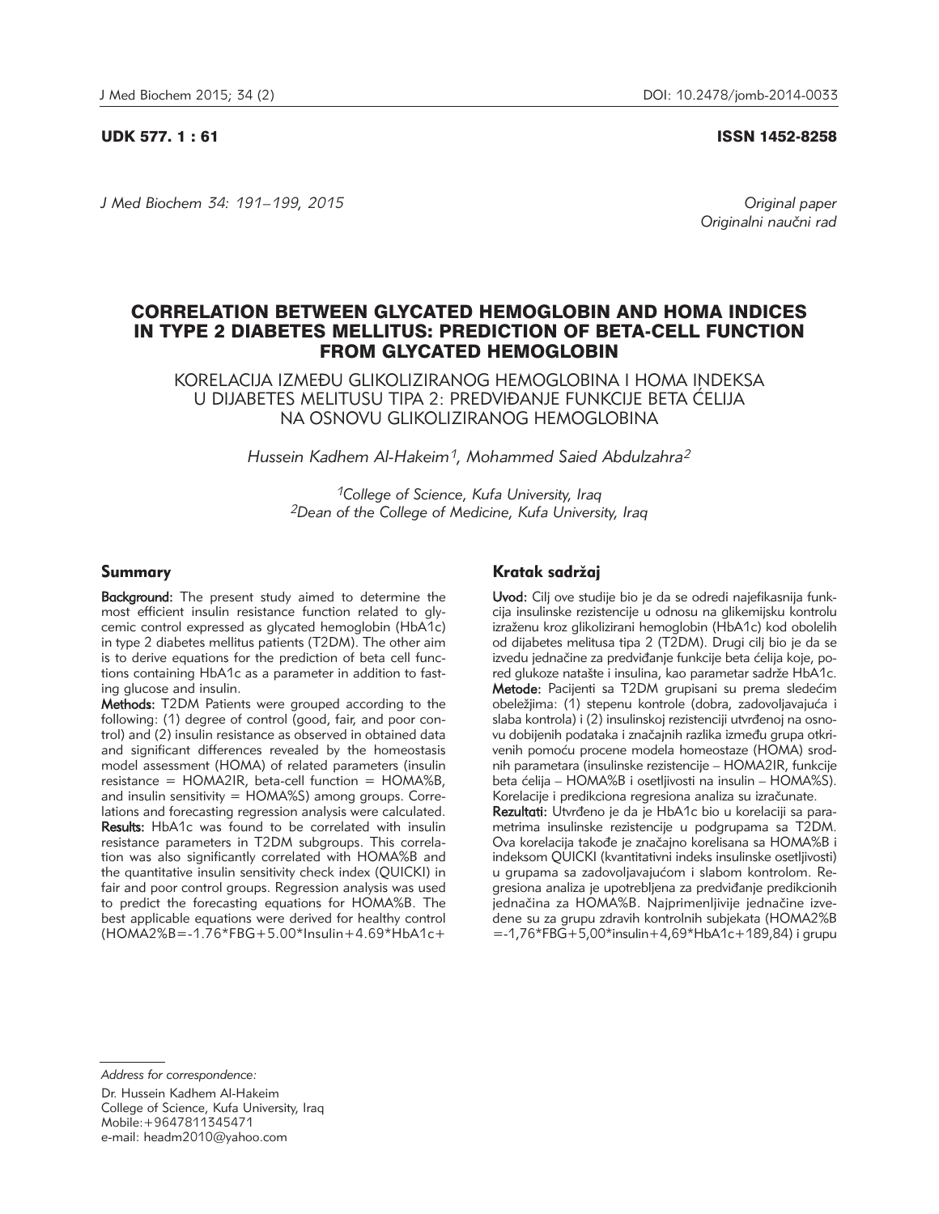UDK 577. 1 : 61

ISSN 1452-8258

*J Med Biochem 34: 191–199, 2015*

*Original paper*
*Originalni naučni rad*

# CORRELATION BETWEEN GLYCATED HEMOGLOBIN AND HOMA INDICES IN TYPE 2 DIABETES MELLITUS: PREDICTION OF BETA-CELL FUNCTION FROM GLYCATED HEMOGLOBIN

## KORELACIJA IZMEĐU GLIKOLIZIRANOG HEMOGLOBINA I HOMA INDEKSA U DIJABETES MELITUSU TIPA 2: PREDVIĐANJE FUNKCIJE BETA ĆELIJA NA OSNOVU GLIKOLIZIRANOG HEMOGLOBINA

*Hussein Kadhem Al-Hakeim[1], Mohammed Saied Abdulzahra[2]*

*[1]College of Science, Kufa University, Iraq*
*[2]Dean of the College of Medicine, Kufa University, Iraq*

### Summary

**Background:** The present study aimed to determine the most efficient insulin resistance function related to glycemic control expressed as glycated hemoglobin (HbA1c) in type 2 diabetes mellitus patients (T2DM). The other aim is to derive equations for the prediction of beta cell functions containing HbA1c as a parameter in addition to fasting glucose and insulin.

**Methods:** T2DM Patients were grouped according to the following: (1) degree of control (good, fair, and poor control) and (2) insulin resistance as observed in obtained data and significant differences revealed by the homeostasis model assessment (HOMA) of related parameters (insulin resistance = HOMA2IR, beta-cell function = HOMA%B, and insulin sensitivity = HOMA%S) among groups. Correlations and forecasting regression analysis were calculated.

**Results:** HbA1c was found to be correlated with insulin resistance parameters in T2DM subgroups. This correlation was also significantly correlated with HOMA%B and the quantitative insulin sensitivity check index (QUICKI) in fair and poor control groups. Regression analysis was used to predict the forecasting equations for HOMA%B. The best applicable equations were derived for healthy control (HOMA2%B=-1.76*FBG+5.00*Insulin+4.69*HbA1c+

### Kratak sadržaj

**Uvod:** Cilj ove studije bio je da se odredi najefikasnija funkcija insulinske rezistencije u odnosu na glikemijsku kontrolu izraženu kroz glikolizirani hemoglobin (HbA1c) kod obolelih od dijabetes melitusa tipa 2 (T2DM). Drugi cilj bio je da se izvedu jednačine za predviđanje funkcije beta ćelija koje, pored glukoze našte i insulina, kao parametar sadrže HbA1c.

**Metode:** Pacijenti sa T2DM grupisani su prema sledećim obeležjima: (1) stepenu kontrole (dobra, zadovoljavajuća i slaba kontrola) i (2) insulinskoj rezistenciji utvrđenoj na osnovu dobijenih podataka i značajnih razlika između grupa otkrivenih pomoću procene modela homeostaze (HOMA) srodnih parametara (insulinske rezistencije – HOMA2IR, funkcije beta ćelija – HOMA%B i osetljivosti na insulin – HOMA%S). Korelacije i predikciona regresiona analiza su izračunate.

**Rezultati:** Utvrđeno je da je HbA1c bio u korelaciji sa parametrima insulinske rezistencije u podgrupama sa T2DM. Ova korelacija takođe je značajno korelisana sa HOMA%B i indeksom QUICKI (kvantitativni indeks insulinske osetljivosti) u grupama sa zadovoljavajućom i slabom kontrolom. Regresiona analiza je upotrebljena za predviđanje predikcionih jednačina za HOMA%B. Najprimenljivije jednačine izvedene su za grupu zdravih kontrolnih subjekata (HOMA2%B =-1,76*FBG+5,00*insulin+4,69*HbA1c+189,84) i grupu

---

*Address for correspondence:*

Dr. Hussein Kadhem Al-Hakeim
College of Science, Kufa University, Iraq
Mobile:+9647811345471
e-mail: headm2010@yahoo.com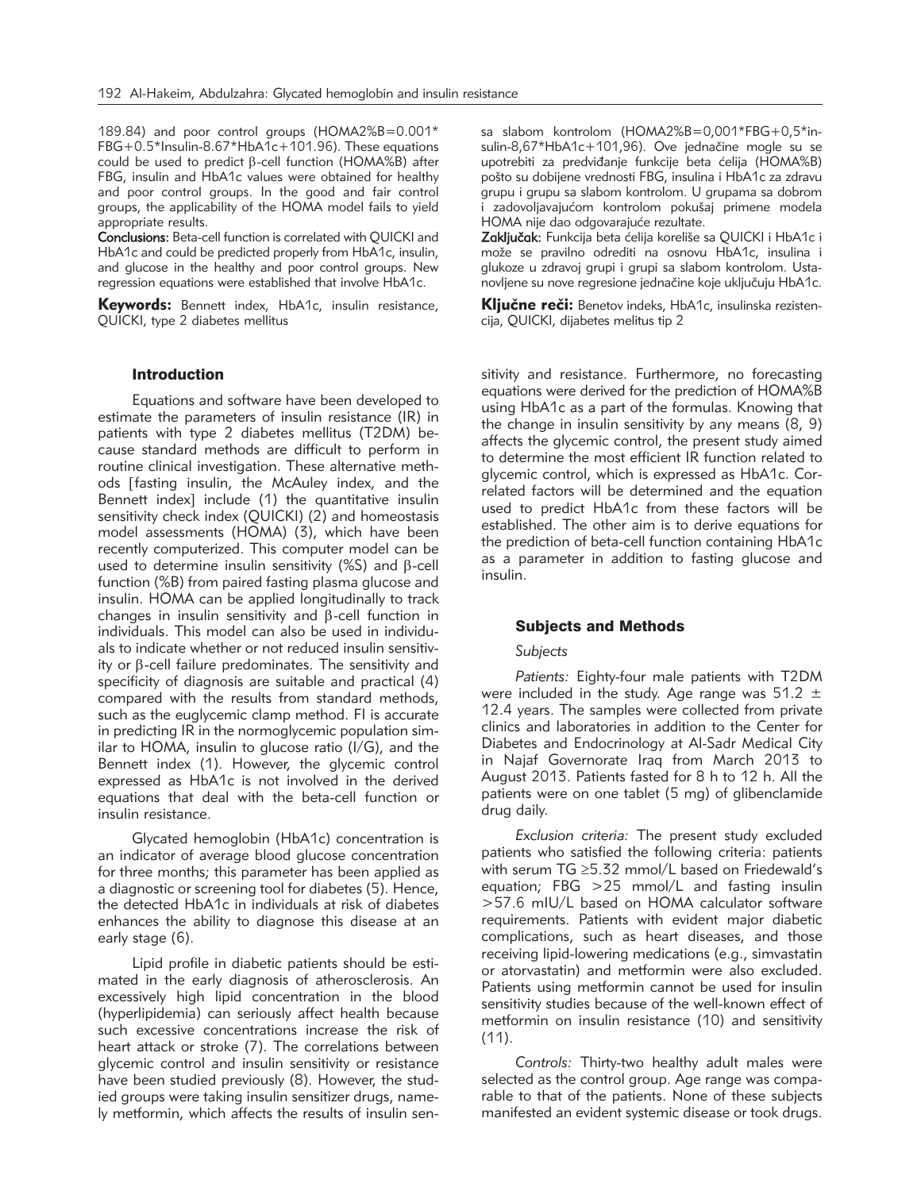189.84) and poor control groups (HOMA2%B=0.001* FBG+0.5*Insulin-8.67*HbA1c+101.96). These equations could be used to predict β-cell function (HOMA%B) after FBG, insulin and HbA1c values were obtained for healthy and poor control groups. In the good and fair control groups, the applicability of the HOMA model fails to yield appropriate results.

**Conclusions:** Beta-cell function is correlated with QUICKI and HbA1c and could be predicted properly from HbA1c, insulin, and glucose in the healthy and poor control groups. New regression equations were established that involve HbA1c.

**Keywords:** Bennett index, HbA1c, insulin resistance, QUICKI, type 2 diabetes mellitus

sa slabom kontrolom (HOMA2%B=0,001*FBG+0,5*insulin-8,67*HbA1c+101,96). Ove jednačine mogle su se upotrebiti za predviđanje funkcije beta ćelija (HOMA%B) pošto su dobijene vrednosti FBG, insulina i HbA1c za zdravu grupu i grupu sa slabom kontrolom. U grupama sa dobrom i zadovoljavajućom kontrolom pokušaj primene modela HOMA nije dao odgovarajuće rezultate.

**Zaključak:** Funkcija beta ćelija koreliše sa QUICKI i HbA1c i može se pravilno odrediti na osnovu HbA1c, insulina i glukoze u zdravoj grupi i grupi sa slabom kontrolom. Ustanovljene su nove regresione jednačine koje uključuju HbA1c.

**Ključne reči:** Benetov indeks, HbA1c, insulinska rezistencija, QUICKI, dijabetes melitus tip 2

## Introduction

Equations and software have been developed to estimate the parameters of insulin resistance (IR) in patients with type 2 diabetes mellitus (T2DM) because standard methods are difficult to perform in routine clinical investigation. These alternative methods [fasting insulin, the McAuley index, and the Bennett index] include (1) the quantitative insulin sensitivity check index (QUICKI) (2) and homeostasis model assessments (HOMA) (3), which have been recently computerized. This computer model can be used to determine insulin sensitivity (%S) and β-cell function (%B) from paired fasting plasma glucose and insulin. HOMA can be applied longitudinally to track changes in insulin sensitivity and β-cell function in individuals. This model can also be used in individuals to indicate whether or not reduced insulin sensitivity or β-cell failure predominates. The sensitivity and specificity of diagnosis are suitable and practical (4) compared with the results from standard methods, such as the euglycemic clamp method. FI is accurate in predicting IR in the normoglycemic population similar to HOMA, insulin to glucose ratio (I/G), and the Bennett index (1). However, the glycemic control expressed as HbA1c is not involved in the derived equations that deal with the beta-cell function or insulin resistance.

Glycated hemoglobin (HbA1c) concentration is an indicator of average blood glucose concentration for three months; this parameter has been applied as a diagnostic or screening tool for diabetes (5). Hence, the detected HbA1c in individuals at risk of diabetes enhances the ability to diagnose this disease at an early stage (6).

Lipid profile in diabetic patients should be estimated in the early diagnosis of atherosclerosis. An excessively high lipid concentration in the blood (hyperlipidemia) can seriously affect health because such excessive concentrations increase the risk of heart attack or stroke (7). The correlations between glycemic control and insulin sensitivity or resistance have been studied previously (8). However, the studied groups were taking insulin sensitizer drugs, namely metformin, which affects the results of insulin sensitivity and resistance. Furthermore, no forecasting equations were derived for the prediction of HOMA%B using HbA1c as a part of the formulas. Knowing that the change in insulin sensitivity by any means (8, 9) affects the glycemic control, the present study aimed to determine the most efficient IR function related to glycemic control, which is expressed as HbA1c. Correlated factors will be determined and the equation used to predict HbA1c from these factors will be established. The other aim is to derive equations for the prediction of beta-cell function containing HbA1c as a parameter in addition to fasting glucose and insulin.

## Subjects and Methods

### *Subjects*

*Patients:* Eighty-four male patients with T2DM were included in the study. Age range was 51.2 ± 12.4 years. The samples were collected from private clinics and laboratories in addition to the Center for Diabetes and Endocrinology at Al-Sadr Medical City in Najaf Governorate Iraq from March 2013 to August 2013. Patients fasted for 8 h to 12 h. All the patients were on one tablet (5 mg) of glibenclamide drug daily.

*Exclusion criteria:* The present study excluded patients who satisfied the following criteria: patients with serum TG ≥5.32 mmol/L based on Friedewald's equation; FBG >25 mmol/L and fasting insulin >57.6 mIU/L based on HOMA calculator software requirements. Patients with evident major diabetic complications, such as heart diseases, and those receiving lipid-lowering medications (e.g., simvastatin or atorvastatin) and metformin were also excluded. Patients using metformin cannot be used for insulin sensitivity studies because of the well-known effect of metformin on insulin resistance (10) and sensitivity (11).

*Controls:* Thirty-two healthy adult males were selected as the control group. Age range was comparable to that of the patients. None of these subjects manifested an evident systemic disease or took drugs.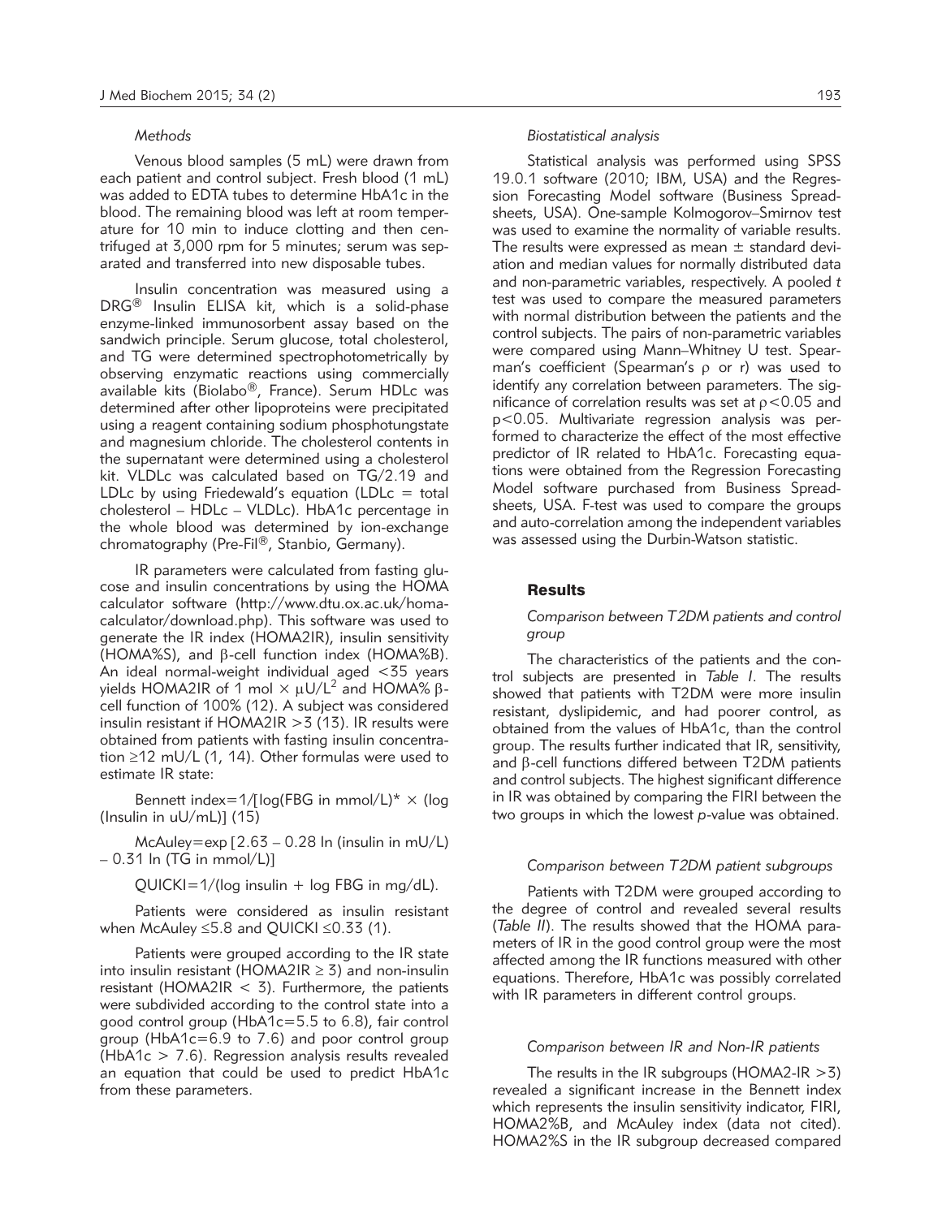### *Methods*

Venous blood samples (5 mL) were drawn from each patient and control subject. Fresh blood (1 mL) was added to EDTA tubes to determine HbA1c in the blood. The remaining blood was left at room temperature for 10 min to induce clotting and then centrifuged at 3,000 rpm for 5 minutes; serum was separated and transferred into new disposable tubes.

Insulin concentration was measured using a DRG® Insulin ELISA kit, which is a solid-phase enzyme-linked immunosorbent assay based on the sandwich principle. Serum glucose, total cholesterol, and TG were determined spectrophotometrically by observing enzymatic reactions using commercially available kits (Biolabo®, France). Serum HDLc was determined after other lipoproteins were precipitated using a reagent containing sodium phosphotungstate and magnesium chloride. The cholesterol contents in the supernatant were determined using a cholesterol kit. VLDLc was calculated based on TG/2.19 and LDLc by using Friedewald's equation (LDLc = total cholesterol – HDLc – VLDLc). HbA1c percentage in the whole blood was determined by ion-exchange chromatography (Pre-Fil®, Stanbio, Germany).

IR parameters were calculated from fasting glucose and insulin concentrations by using the HOMA calculator software (http://www.dtu.ox.ac.uk/homacalculator/download.php). This software was used to generate the IR index (HOMA2IR), insulin sensitivity (HOMA%S), and β-cell function index (HOMA%B). An ideal normal-weight individual aged <35 years yields HOMA2IR of 1 mol × $\mu U/L^2$ and HOMA% β-cell function of 100% (12). A subject was considered insulin resistant if HOMA2IR >3 (13). IR results were obtained from patients with fasting insulin concentration ≥12 mU/L (1, 14). Other formulas were used to estimate IR state:

Bennett index=1/[log(FBG in mmol/L)* × (log (Insulin in uU/mL)] (15)

McAuley=exp [2.63 – 0.28 ln (insulin in mU/L) – 0.31 ln (TG in mmol/L)]

QUICKI=1/(log insulin + log FBG in mg/dL).

Patients were considered as insulin resistant when McAuley ≤5.8 and QUICKI ≤0.33 (1).

Patients were grouped according to the IR state into insulin resistant (HOMA2IR ≥ 3) and non-insulin resistant (HOMA2IR < 3). Furthermore, the patients were subdivided according to the control state into a good control group (HbA1c=5.5 to 6.8), fair control group (HbA1c=6.9 to 7.6) and poor control group (HbA1c > 7.6). Regression analysis results revealed an equation that could be used to predict HbA1c from these parameters.

### *Biostatistical analysis*

Statistical analysis was performed using SPSS 19.0.1 software (2010; IBM, USA) and the Regression Forecasting Model software (Business Spreadsheets, USA). One-sample Kolmogorov–Smirnov test was used to examine the normality of variable results. The results were expressed as mean ± standard deviation and median values for normally distributed data and non-parametric variables, respectively. A pooled *t* test was used to compare the measured parameters with normal distribution between the patients and the control subjects. The pairs of non-parametric variables were compared using Mann–Whitney U test. Spearman's coefficient (Spearman's ρ or r) was used to identify any correlation between parameters. The significance of correlation results was set at ρ<0.05 and p<0.05. Multivariate regression analysis was performed to characterize the effect of the most effective predictor of IR related to HbA1c. Forecasting equations were obtained from the Regression Forecasting Model software purchased from Business Spreadsheets, USA. F-test was used to compare the groups and auto-correlation among the independent variables was assessed using the Durbin-Watson statistic.

## Results

### *Comparison between T2DM patients and control group*

The characteristics of the patients and the control subjects are presented in *Table I*. The results showed that patients with T2DM were more insulin resistant, dyslipidemic, and had poorer control, as obtained from the values of HbA1c, than the control group. The results further indicated that IR, sensitivity, and β-cell functions differed between T2DM patients and control subjects. The highest significant difference in IR was obtained by comparing the FIRI between the two groups in which the lowest *p*-value was obtained.

### *Comparison between T2DM patient subgroups*

Patients with T2DM were grouped according to the degree of control and revealed several results (*Table II*). The results showed that the HOMA parameters of IR in the good control group were the most affected among the IR functions measured with other equations. Therefore, HbA1c was possibly correlated with IR parameters in different control groups.

### *Comparison between IR and Non-IR patients*

The results in the IR subgroups (HOMA2-IR >3) revealed a significant increase in the Bennett index which represents the insulin sensitivity indicator, FIRI, HOMA2%B, and McAuley index (data not cited). HOMA2%S in the IR subgroup decreased compared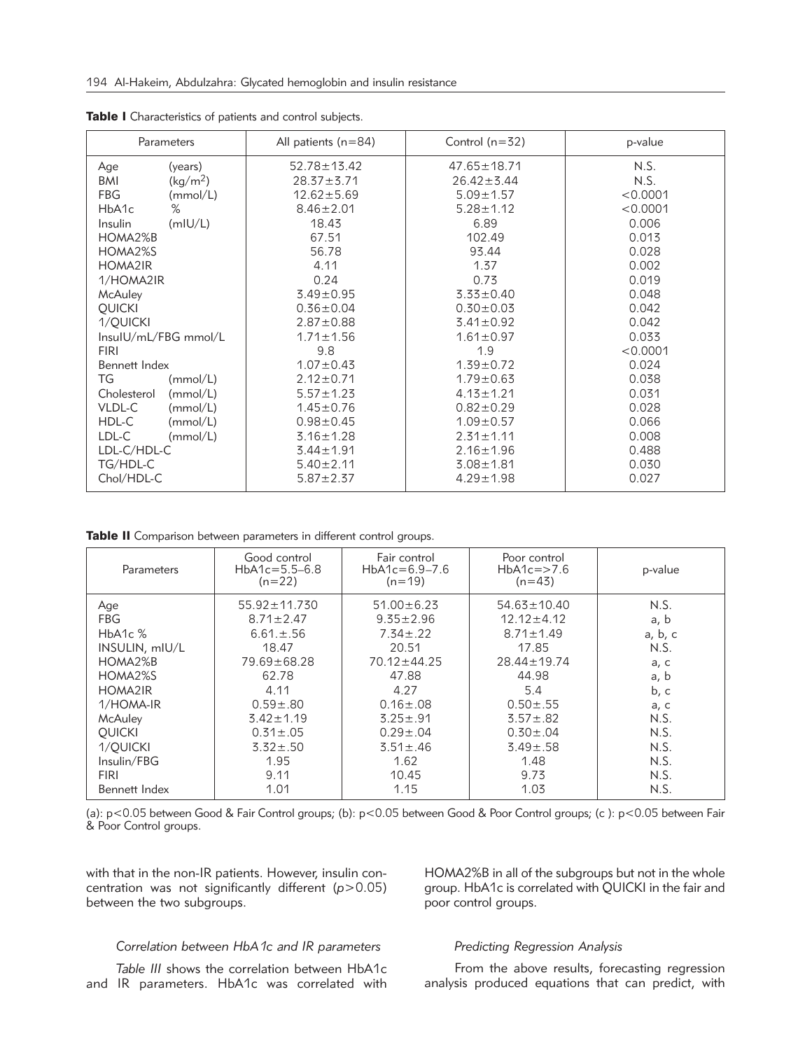**Table I** Characteristics of patients and control subjects.

| Parameters | All patients (n=84) | Control (n=32) | p-value |
|---|---|---|---|
| Age (years) | 52.78±13.42 | 47.65±18.71 | N.S. |
| BMI ($kg/m^2$) | 28.37±3.71 | 26.42±3.44 | N.S. |
| FBG (mmol/L) | 12.62±5.69 | 5.09±1.57 | <0.0001 |
| HbA1c % | 8.46±2.01 | 5.28±1.12 | <0.0001 |
| Insulin (mIU/L) | 18.43 | 6.89 | 0.006 |
| HOMA2%B | 67.51 | 102.49 | 0.013 |
| HOMA2%S | 56.78 | 93.44 | 0.028 |
| HOMA2IR | 4.11 | 1.37 | 0.002 |
| 1/HOMA2IR | 0.24 | 0.73 | 0.019 |
| McAuley | 3.49±0.95 | 3.33±0.40 | 0.048 |
| QUICKI | 0.36±0.04 | 0.30±0.03 | 0.042 |
| 1/QUICKI | 2.87±0.88 | 3.41±0.92 | 0.042 |
| InsulIU/mL/FBG mmol/L | 1.71±1.56 | 1.61±0.97 | 0.033 |
| FIRI | 9.8 | 1.9 | <0.0001 |
| Bennett Index | 1.07±0.43 | 1.39±0.72 | 0.024 |
| TG (mmol/L) | 2.12±0.71 | 1.79±0.63 | 0.038 |
| Cholesterol (mmol/L) | 5.57±1.23 | 4.13±1.21 | 0.031 |
| VLDL-C (mmol/L) | 1.45±0.76 | 0.82±0.29 | 0.028 |
| HDL-C (mmol/L) | 0.98±0.45 | 1.09±0.57 | 0.066 |
| LDL-C (mmol/L) | 3.16±1.28 | 2.31±1.11 | 0.008 |
| LDL-C/HDL-C | 3.44±1.91 | 2.16±1.96 | 0.488 |
| TG/HDL-C | 5.40±2.11 | 3.08±1.81 | 0.030 |
| Chol/HDL-C | 5.87±2.37 | 4.29±1.98 | 0.027 |

**Table II** Comparison between parameters in different control groups.

| Parameters | Good control HbA1c=5.5–6.8 (n=22) | Fair control HbA1c=6.9–7.6 (n=19) | Poor control HbA1c=>7.6 (n=43) | p-value |
|---|---|---|---|---|
| Age | 55.92±11.730 | 51.00±6.23 | 54.63±10.40 | N.S. |
| FBG | 8.71±2.47 | 9.35±2.96 | 12.12±4.12 | a, b |
| HbA1c % | 6.61.±.56 | 7.34±.22 | 8.71±1.49 | a, b, c |
| INSULIN, mIU/L | 18.47 | 20.51 | 17.85 | N.S. |
| HOMA2%B | 79.69±68.28 | 70.12±44.25 | 28.44±19.74 | a, c |
| HOMA2%S | 62.78 | 47.88 | 44.98 | a, b |
| HOMA2IR | 4.11 | 4.27 | 5.4 | b, c |
| 1/HOMA-IR | 0.59±.80 | 0.16±.08 | 0.50±.55 | a, c |
| McAuley | 3.42±1.19 | 3.25±.91 | 3.57±.82 | N.S. |
| QUICKI | 0.31±.05 | 0.29±.04 | 0.30±.04 | N.S. |
| 1/QUICKI | 3.32±.50 | 3.51±.46 | 3.49±.58 | N.S. |
| Insulin/FBG | 1.95 | 1.62 | 1.48 | N.S. |
| FIRI | 9.11 | 10.45 | 9.73 | N.S. |
| Bennett Index | 1.01 | 1.15 | 1.03 | N.S. |

(a): $p<0.05$ between Good & Fair Control groups; (b): $p<0.05$ between Good & Poor Control groups; (c ): $p<0.05$ between Fair & Poor Control groups.

with that in the non-IR patients. However, insulin concentration was not significantly different ($p>0.05$) between the two subgroups.

### *Correlation between HbA1c and IR parameters*

*Table III* shows the correlation between HbA1c and IR parameters. HbA1c was correlated with HOMA2%B in all of the subgroups but not in the whole group. HbA1c is correlated with QUICKI in the fair and poor control groups.

### *Predicting Regression Analysis*

From the above results, forecasting regression analysis produced equations that can predict, with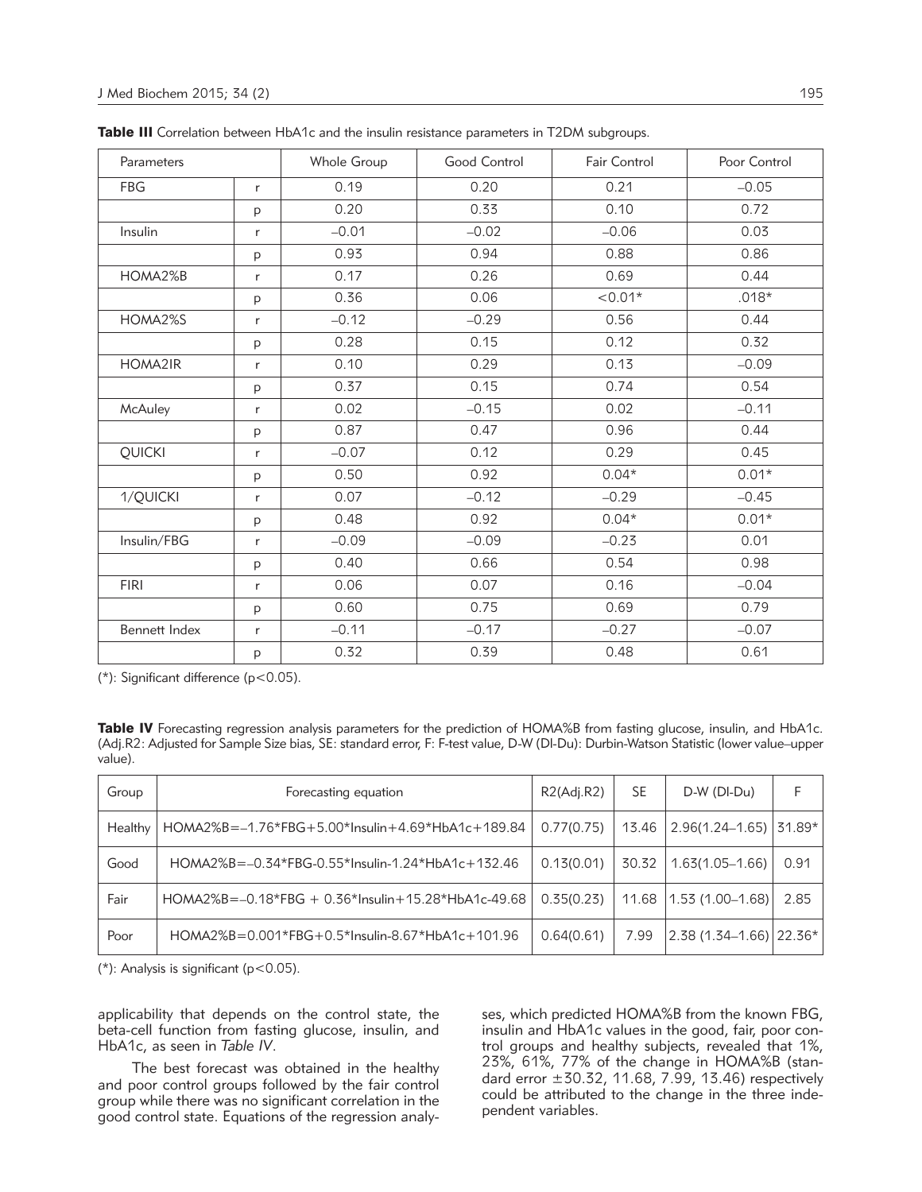**Table III** Correlation between HbA1c and the insulin resistance parameters in T2DM subgroups.

| Parameters | | Whole Group | Good Control | Fair Control | Poor Control |
|---|---|---|---|---|---|
| FBG | r | 0.19 | 0.20 | 0.21 | –0.05 |
| | p | 0.20 | 0.33 | 0.10 | 0.72 |
| Insulin | r | –0.01 | –0.02 | –0.06 | 0.03 |
| | p | 0.93 | 0.94 | 0.88 | 0.86 |
| HOMA2%B | r | 0.17 | 0.26 | 0.69 | 0.44 |
| | p | 0.36 | 0.06 | <0.01* | .018* |
| HOMA2%S | r | –0.12 | –0.29 | 0.56 | 0.44 |
| | p | 0.28 | 0.15 | 0.12 | 0.32 |
| HOMA2IR | r | 0.10 | 0.29 | 0.13 | –0.09 |
| | p | 0.37 | 0.15 | 0.74 | 0.54 |
| McAuley | r | 0.02 | –0.15 | 0.02 | –0.11 |
| | p | 0.87 | 0.47 | 0.96 | 0.44 |
| QUICKI | r | –0.07 | 0.12 | 0.29 | 0.45 |
| | p | 0.50 | 0.92 | 0.04* | 0.01* |
| 1/QUICKI | r | 0.07 | –0.12 | –0.29 | –0.45 |
| | p | 0.48 | 0.92 | 0.04* | 0.01* |
| Insulin/FBG | r | –0.09 | –0.09 | –0.23 | 0.01 |
| | p | 0.40 | 0.66 | 0.54 | 0.98 |
| FIRI | r | 0.06 | 0.07 | 0.16 | –0.04 |
| | p | 0.60 | 0.75 | 0.69 | 0.79 |
| Bennett Index | r | –0.11 | –0.17 | –0.27 | –0.07 |
| | p | 0.32 | 0.39 | 0.48 | 0.61 |

(*): Significant difference ($p<0.05$).

**Table IV** Forecasting regression analysis parameters for the prediction of HOMA%B from fasting glucose, insulin, and HbA1c. (Adj.R2: Adjusted for Sample Size bias, SE: standard error, F: F-test value, D-W (Dl-Du): Durbin-Watson Statistic (lower value–upper value).

| Group | Forecasting equation | R2(Adj.R2) | SE | D-W (Dl-Du) | F |
|---|---|---|---|---|---|
| Healthy | HOMA2%B=–1.76*FBG+5.00*Insulin+4.69*HbA1c+189.84 | 0.77(0.75) | 13.46 | 2.96(1.24–1.65) | 31.89* |
| Good | HOMA2%B=–0.34*FBG-0.55*Insulin-1.24*HbA1c+132.46 | 0.13(0.01) | 30.32 | 1.63(1.05–1.66) | 0.91 |
| Fair | HOMA2%B=–0.18*FBG + 0.36*Insulin+15.28*HbA1c-49.68 | 0.35(0.23) | 11.68 | 1.53 (1.00–1.68) | 2.85 |
| Poor | HOMA2%B=0.001*FBG+0.5*Insulin-8.67*HbA1c+101.96 | 0.64(0.61) | 7.99 | 2.38 (1.34–1.66) | 22.36* |

(*): Analysis is significant ($p<0.05$).

applicability that depends on the control state, the beta-cell function from fasting glucose, insulin, and HbA1c, as seen in *Table IV*.

The best forecast was obtained in the healthy and poor control groups followed by the fair control group while there was no significant correlation in the good control state. Equations of the regression analyses, which predicted HOMA%B from the known FBG, insulin and HbA1c values in the good, fair, poor control groups and healthy subjects, revealed that 1%, 23%, 61%, 77% of the change in HOMA%B (standard error ±30.32, 11.68, 7.99, 13.46) respectively could be attributed to the change in the three independent variables.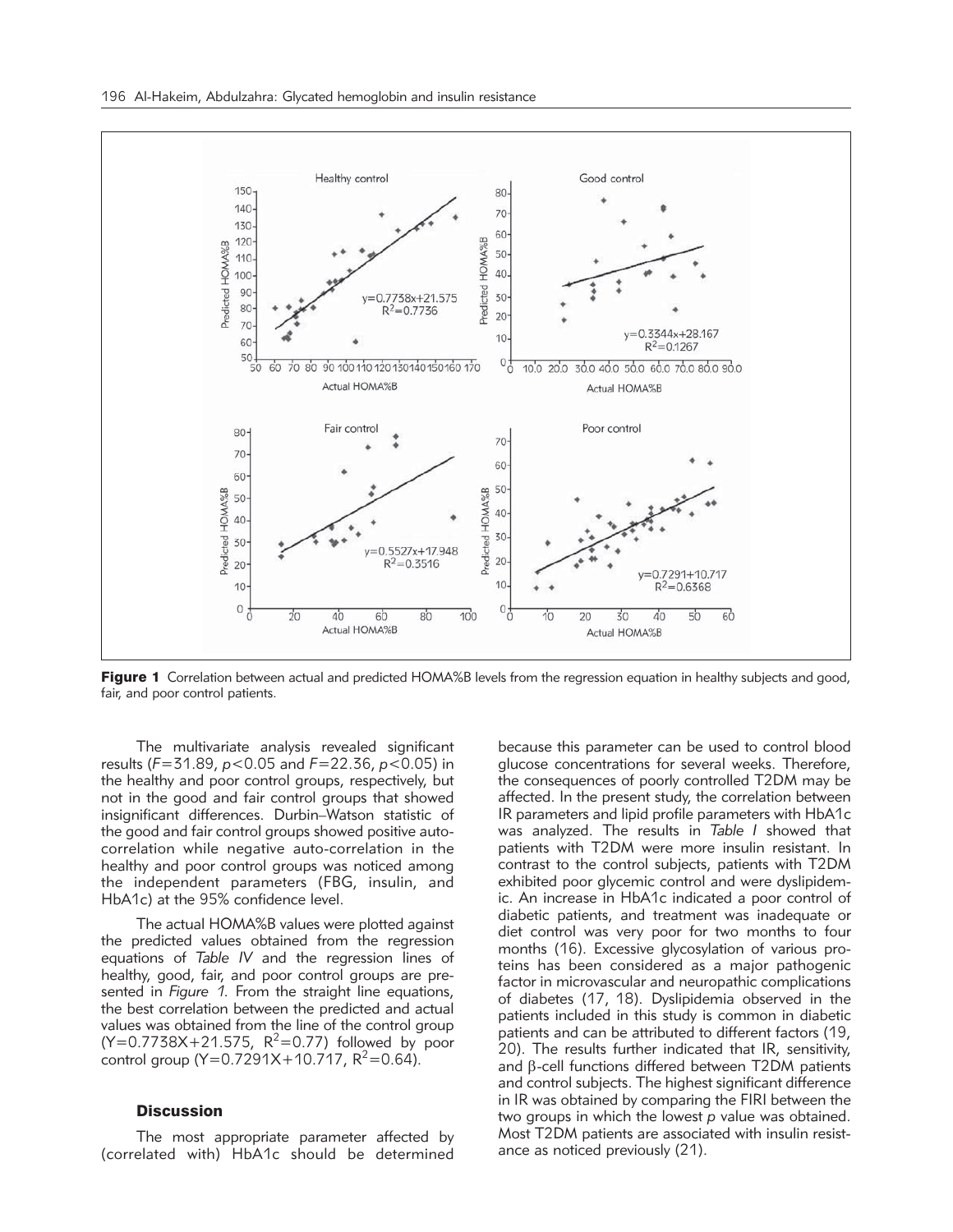**Figure 1** Correlation between actual and predicted HOMA%B levels from the regression equation in healthy subjects and good, fair, and poor control patients.

The multivariate analysis revealed significant results ($F=31.89$, $p<0.05$ and $F=22.36$, $p<0.05$) in the healthy and poor control groups, respectively, but not in the good and fair control groups that showed insignificant differences. Durbin–Watson statistic of the good and fair control groups showed positive auto-correlation while negative auto-correlation in the healthy and poor control groups was noticed among the independent parameters (FBG, insulin, and HbA1c) at the 95% confidence level.

The actual HOMA%B values were plotted against the predicted values obtained from the regression equations of *Table IV* and the regression lines of healthy, good, fair, and poor control groups are presented in *Figure 1*. From the straight line equations, the best correlation between the predicted and actual values was obtained from the line of the control group ($Y=0.7738X+21.575$, $R^2=0.77$) followed by poor control group ($Y=0.7291X+10.717$, $R^2=0.64$).

## Discussion

The most appropriate parameter affected by (correlated with) HbA1c should be determined because this parameter can be used to control blood glucose concentrations for several weeks. Therefore, the consequences of poorly controlled T2DM may be affected. In the present study, the correlation between IR parameters and lipid profile parameters with HbA1c was analyzed. The results in *Table I* showed that patients with T2DM were more insulin resistant. In contrast to the control subjects, patients with T2DM exhibited poor glycemic control and were dyslipidemic. An increase in HbA1c indicated a poor control of diabetic patients, and treatment was inadequate or diet control was very poor for two months to four months (16). Excessive glycosylation of various proteins has been considered as a major pathogenic factor in microvascular and neuropathic complications of diabetes (17, 18). Dyslipidemia observed in the patients included in this study is common in diabetic patients and can be attributed to different factors (19, 20). The results further indicated that IR, sensitivity, and $\beta$-cell functions differed between T2DM patients and control subjects. The highest significant difference in IR was obtained by comparing the FIRI between the two groups in which the lowest $p$ value was obtained. Most T2DM patients are associated with insulin resistance as noticed previously (21).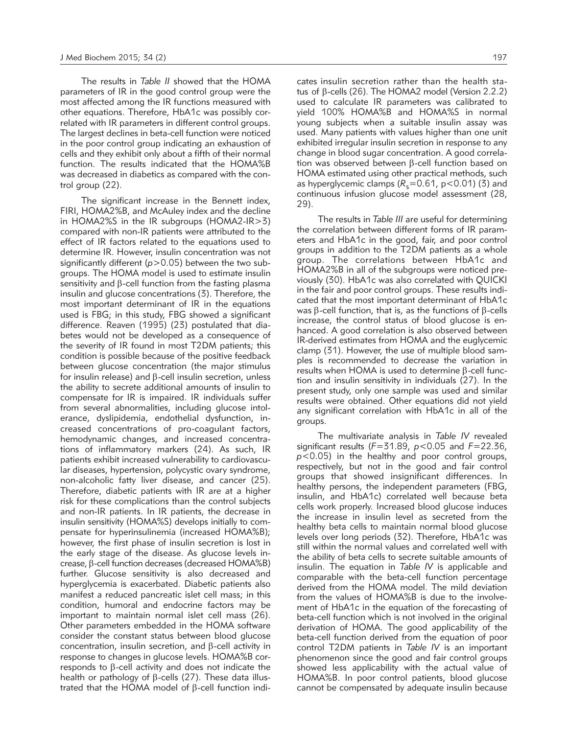The results in *Table II* showed that the HOMA parameters of IR in the good control group were the most affected among the IR functions measured with other equations. Therefore, HbA1c was possibly correlated with IR parameters in different control groups. The largest declines in beta-cell function were noticed in the poor control group indicating an exhaustion of cells and they exhibit only about a fifth of their normal function. The results indicated that the HOMA%B was decreased in diabetics as compared with the control group (22).

The significant increase in the Bennett index, FIRI, HOMA2%B, and McAuley index and the decline in HOMA2%S in the IR subgroups (HOMA2-IR>3) compared with non-IR patients were attributed to the effect of IR factors related to the equations used to determine IR. However, insulin concentration was not significantly different ($p>0.05$) between the two subgroups. The HOMA model is used to estimate insulin sensitivity and β-cell function from the fasting plasma insulin and glucose concentrations (3). Therefore, the most important determinant of IR in the equations used is FBG; in this study, FBG showed a significant difference. Reaven (1995) (23) postulated that diabetes would not be developed as a consequence of the severity of IR found in most T2DM patients; this condition is possible because of the positive feedback between glucose concentration (the major stimulus for insulin release) and β-cell insulin secretion, unless the ability to secrete additional amounts of insulin to compensate for IR is impaired. IR individuals suffer from several abnormalities, including glucose intolerance, dyslipidemia, endothelial dysfunction, increased concentrations of pro-coagulant factors, hemodynamic changes, and increased concentrations of inflammatory markers (24). As such, IR patients exhibit increased vulnerability to cardiovascular diseases, hypertension, polycystic ovary syndrome, non-alcoholic fatty liver disease, and cancer (25). Therefore, diabetic patients with IR are at a higher risk for these complications than the control subjects and non-IR patients. In IR patients, the decrease in insulin sensitivity (HOMA%S) develops initially to compensate for hyperinsulinemia (increased HOMA%B); however, the first phase of insulin secretion is lost in the early stage of the disease. As glucose levels increase, β-cell function decreases (decreased HOMA%B) further. Glucose sensitivity is also decreased and hyperglycemia is exacerbated. Diabetic patients also manifest a reduced pancreatic islet cell mass; in this condition, humoral and endocrine factors may be important to maintain normal islet cell mass (26). Other parameters embedded in the HOMA software consider the constant status between blood glucose concentration, insulin secretion, and β-cell activity in response to changes in glucose levels. HOMA%B corresponds to β-cell activity and does not indicate the health or pathology of β-cells (27). These data illustrated that the HOMA model of β-cell function indicates insulin secretion rather than the health status of β-cells (26). The HOMA2 model (Version 2.2.2) used to calculate IR parameters was calibrated to yield 100% HOMA%B and HOMA%S in normal young subjects when a suitable insulin assay was used. Many patients with values higher than one unit exhibited irregular insulin secretion in response to any change in blood sugar concentration. A good correlation was observed between β-cell function based on HOMA estimated using other practical methods, such as hyperglycemic clamps ($R_s=0.61$, $p<0.01$) (3) and continuous infusion glucose model assessment (28, 29).

The results in *Table III* are useful for determining the correlation between different forms of IR parameters and HbA1c in the good, fair, and poor control groups in addition to the T2DM patients as a whole group. The correlations between HbA1c and HOMA2%B in all of the subgroups were noticed previously (30). HbA1c was also correlated with QUICKI in the fair and poor control groups. These results indicated that the most important determinant of HbA1c was β-cell function, that is, as the functions of β-cells increase, the control status of blood glucose is enhanced. A good correlation is also observed between IR-derived estimates from HOMA and the euglycemic clamp (31). However, the use of multiple blood samples is recommended to decrease the variation in results when HOMA is used to determine β-cell function and insulin sensitivity in individuals (27). In the present study, only one sample was used and similar results were obtained. Other equations did not yield any significant correlation with HbA1c in all of the groups.

The multivariate analysis in *Table IV* revealed significant results ($F=31.89$, $p<0.05$ and $F=22.36$, $p<0.05$) in the healthy and poor control groups, respectively, but not in the good and fair control groups that showed insignificant differences. In healthy persons, the independent parameters (FBG, insulin, and HbA1c) correlated well because beta cells work properly. Increased blood glucose induces the increase in insulin level as secreted from the healthy beta cells to maintain normal blood glucose levels over long periods (32). Therefore, HbA1c was still within the normal values and correlated well with the ability of beta cells to secrete suitable amounts of insulin. The equation in *Table IV* is applicable and comparable with the beta-cell function percentage derived from the HOMA model. The mild deviation from the values of HOMA%B is due to the involvement of HbA1c in the equation of the forecasting of beta-cell function which is not involved in the original derivation of HOMA. The good applicability of the beta-cell function derived from the equation of poor control T2DM patients in *Table IV* is an important phenomenon since the good and fair control groups showed less applicability with the actual value of HOMA%B. In poor control patients, blood glucose cannot be compensated by adequate insulin because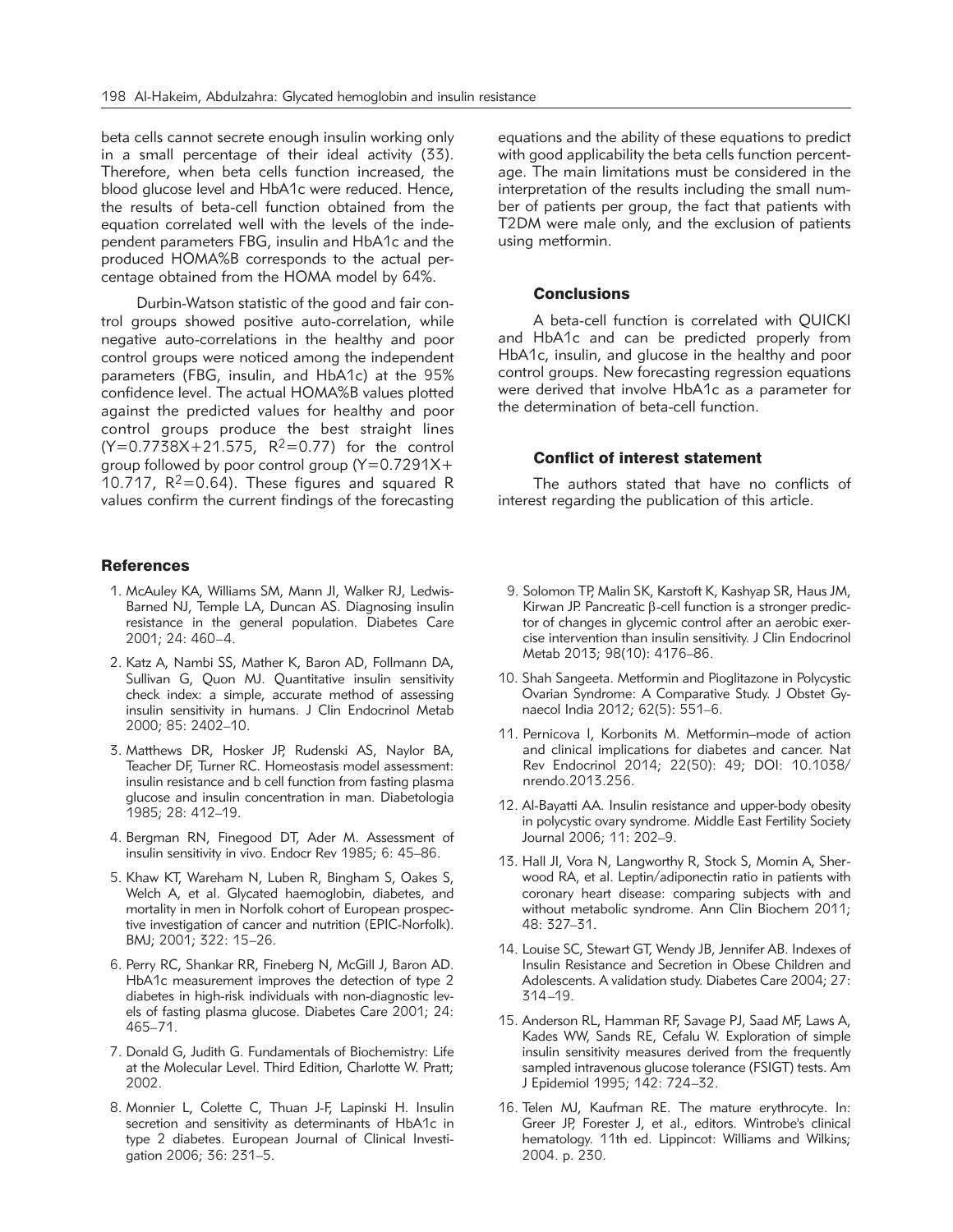beta cells cannot secrete enough insulin working only in a small percentage of their ideal activity (33). Therefore, when beta cells function increased, the blood glucose level and HbA1c were reduced. Hence, the results of beta-cell function obtained from the equation correlated well with the levels of the independent parameters FBG, insulin and HbA1c and the produced HOMA%B corresponds to the actual percentage obtained from the HOMA model by 64%.

Durbin-Watson statistic of the good and fair control groups showed positive auto-correlation, while negative auto-correlations in the healthy and poor control groups were noticed among the independent parameters (FBG, insulin, and HbA1c) at the 95% confidence level. The actual HOMA%B values plotted against the predicted values for healthy and poor control groups produce the best straight lines ($Y=0.7738X+21.575$, $R^2=0.77$) for the control group followed by poor control group ($Y=0.7291X+10.717$, $R^2=0.64$). These figures and squared R values confirm the current findings of the forecasting equations and the ability of these equations to predict with good applicability the beta cells function percentage. The main limitations must be considered in the interpretation of the results including the small number of patients per group, the fact that patients with T2DM were male only, and the exclusion of patients using metformin.

## Conclusions

A beta-cell function is correlated with QUICKI and HbA1c and can be predicted properly from HbA1c, insulin, and glucose in the healthy and poor control groups. New forecasting regression equations were derived that involve HbA1c as a parameter for the determination of beta-cell function.

## Conflict of interest statement

The authors stated that have no conflicts of interest regarding the publication of this article.

## References

1. McAuley KA, Williams SM, Mann JI, Walker RJ, Ledwis-Barned NJ, Temple LA, Duncan AS. Diagnosing insulin resistance in the general population. Diabetes Care 2001; 24: 460–4.
2. Katz A, Nambi SS, Mather K, Baron AD, Follmann DA, Sullivan G, Quon MJ. Quantitative insulin sensitivity check index: a simple, accurate method of assessing insulin sensitivity in humans. J Clin Endocrinol Metab 2000; 85: 2402–10.
3. Matthews DR, Hosker JP, Rudenski AS, Naylor BA, Teacher DF, Turner RC. Homeostasis model assessment: insulin resistance and b cell function from fasting plasma glucose and insulin concentration in man. Diabetologia 1985; 28: 412–19.
4. Bergman RN, Finegood DT, Ader M. Assessment of insulin sensitivity in vivo. Endocr Rev 1985; 6: 45–86.
5. Khaw KT, Wareham N, Luben R, Bingham S, Oakes S, Welch A, et al. Glycated haemoglobin, diabetes, and mortality in men in Norfolk cohort of European prospective investigation of cancer and nutrition (EPIC-Norfolk). BMJ; 2001; 322: 15–26.
6. Perry RC, Shankar RR, Fineberg N, McGill J, Baron AD. HbA1c measurement improves the detection of type 2 diabetes in high-risk individuals with non-diagnostic levels of fasting plasma glucose. Diabetes Care 2001; 24: 465–71.
7. Donald G, Judith G. Fundamentals of Biochemistry: Life at the Molecular Level. Third Edition, Charlotte W. Pratt; 2002.
8. Monnier L, Colette C, Thuan J-F, Lapinski H. Insulin secretion and sensitivity as determinants of HbA1c in type 2 diabetes. European Journal of Clinical Investigation 2006; 36: 231–5.
9. Solomon TP, Malin SK, Karstoft K, Kashyap SR, Haus JM, Kirwan JP. Pancreatic β-cell function is a stronger predictor of changes in glycemic control after an aerobic exercise intervention than insulin sensitivity. J Clin Endocrinol Metab 2013; 98(10): 4176–86.
10. Shah Sangeeta. Metformin and Pioglitazone in Polycystic Ovarian Syndrome: A Comparative Study. J Obstet Gynaecol India 2012; 62(5): 551–6.
11. Pernicova I, Korbonits M. Metformin–mode of action and clinical implications for diabetes and cancer. Nat Rev Endocrinol 2014; 22(50): 49; DOI: 10.1038/nrendo.2013.256.
12. Al-Bayatti AA. Insulin resistance and upper-body obesity in polycystic ovary syndrome. Middle East Fertility Society Journal 2006; 11: 202–9.
13. Hall JI, Vora N, Langworthy R, Stock S, Momin A, Sherwood RA, et al. Leptin/adiponectin ratio in patients with coronary heart disease: comparing subjects with and without metabolic syndrome. Ann Clin Biochem 2011; 48: 327–31.
14. Louise SC, Stewart GT, Wendy JB, Jennifer AB. Indexes of Insulin Resistance and Secretion in Obese Children and Adolescents. A validation study. Diabetes Care 2004; 27: 314–19.
15. Anderson RL, Hamman RF, Savage PJ, Saad MF, Laws A, Kades WW, Sands RE, Cefalu W. Exploration of simple insulin sensitivity measures derived from the frequently sampled intravenous glucose tolerance (FSIGT) tests. Am J Epidemiol 1995; 142: 724–32.
16. Telen MJ, Kaufman RE. The mature erythrocyte. In: Greer JP, Forester J, et al., editors. Wintrobe's clinical hematology. 11th ed. Lippincot: Williams and Wilkins; 2004. p. 230.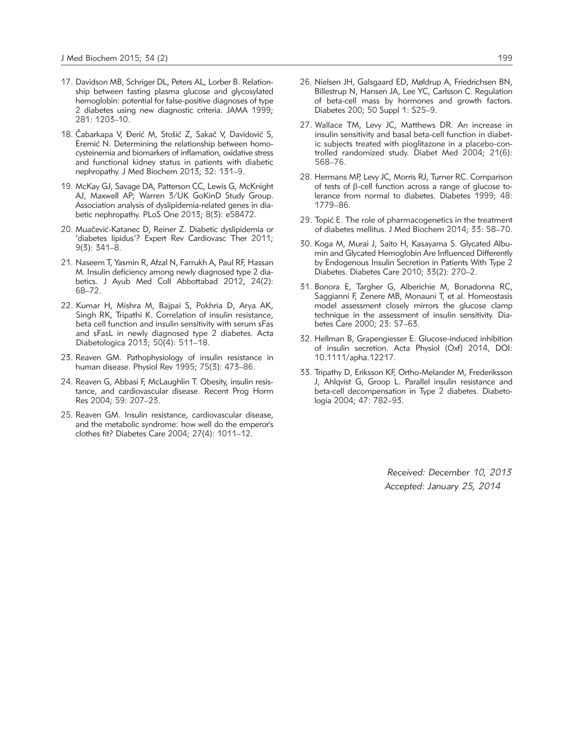17. Davidson MB, Schriger DL, Peters AL, Lorber B. Relationship between fasting plasma glucose and glycosylated hemoglobin: potential for false-positive diagnoses of type 2 diabetes using new diagnostic criteria. JAMA 1999; 281: 1203–10.
18. Čabarkapa V, Đerić M, Stošić Z, Sakač V, Davidović S, Eremić N. Determining the relationship between homocysteinemia and biomarkers of inflamation, oxidative stress and functional kidney status in patients with diabetic nephropathy. J Med Biochem 2013; 32: 131–9.
19. McKay GJ, Savage DA, Patterson CC, Lewis G, McKnight AJ, Maxwell AP; Warren 3/UK GoKinD Study Group. Association analysis of dyslipidemia-related genes in diabetic nephropathy. PLoS One 2013; 8(3): e58472.
20. Muačević-Katanec D, Reiner Z. Diabetic dyslipidemia or 'diabetes lipidus'? Expert Rev Cardiovasc Ther 2011; 9(3): 341–8.
21. Naseem T, Yasmin R, Afzal N, Farrukh A, Paul RF, Hassan M. Insulin deficiency among newly diagnosed type 2 diabetics. J Ayub Med Coll Abbottabad 2012, 24(2): 68–72.
22. Kumar H, Mishra M, Bajpai S, Pokhria D, Arya AK, Singh RK, Tripathi K. Correlation of insulin resistance, beta cell function and insulin sensitivity with serum sFas and sFasL in newly diagnosed type 2 diabetes. Acta Diabetologica 2013; 50(4): 511–18.
23. Reaven GM. Pathophysiology of insulin resistance in human disease. Physiol Rev 1995; 75(3): 473–86.
24. Reaven G, Abbasi F, McLaughlin T. Obesity, insulin resistance, and cardiovascular disease. Recent Prog Horm Res 2004; 59: 207–23.
25. Reaven GM. Insulin resistance, cardiovascular disease, and the metabolic syndrome: how well do the emperor's clothes fit? Diabetes Care 2004; 27(4): 1011–12.
26. Nielsen JH, Galsgaard ED, Møldrup A, Friedrichsen BN, Billestrup N, Hansen JA, Lee YC, Carlsson C. Regulation of beta-cell mass by hormones and growth factors. Diabetes 200; 50 Suppl 1: S25–9.
27. Wallace TM, Levy JC, Matthews DR. An increase in insulin sensitivity and basal beta-cell function in diabetic subjects treated with pioglitazone in a placebo-controlled randomized study. Diabet Med 2004; 21(6): 568–76.
28. Hermans MP, Levy JC, Morris RJ, Turner RC. Comparison of tests of β-cell function across a range of glucose tolerance from normal to diabetes. Diabetes 1999; 48: 1779–86.
29. Topić E. The role of pharmacogenetics in the treatment of diabetes mellitus. J Med Biochem 2014; 33: 58–70.
30. Koga M, Murai J, Saito H, Kasayama S. Glycated Albumin and Glycated Hemoglobin Are Influenced Differently by Endogenous Insulin Secretion in Patients With Type 2 Diabetes. Diabetes Care 2010; 33(2): 270–2.
31. Bonora E, Targher G, Alberichie M, Bonadonna RC, Saggianni F, Zenere MB, Monauni T, et al. Homeostasis model assessment closely mirrors the glucose clamp technique in the assessment of insulin sensitivity. Diabetes Care 2000; 23: 57–63.
32. Hellman B, Grapengiesser E. Glucose-induced inhibition of insulin secretion. Acta Physiol (Oxf) 2014, DOI: 10.1111/apha.12217.
33. Tripathy D, Eriksson KF, Ortho-Melander M, Frederiksson J, Ahlqvist G, Groop L. Parallel insulin resistance and beta-cell decompensation in Type 2 diabetes. Diabetologia 2004; 47: 782–93.

*Received: December 10, 2013*
*Accepted: January 25, 2014*